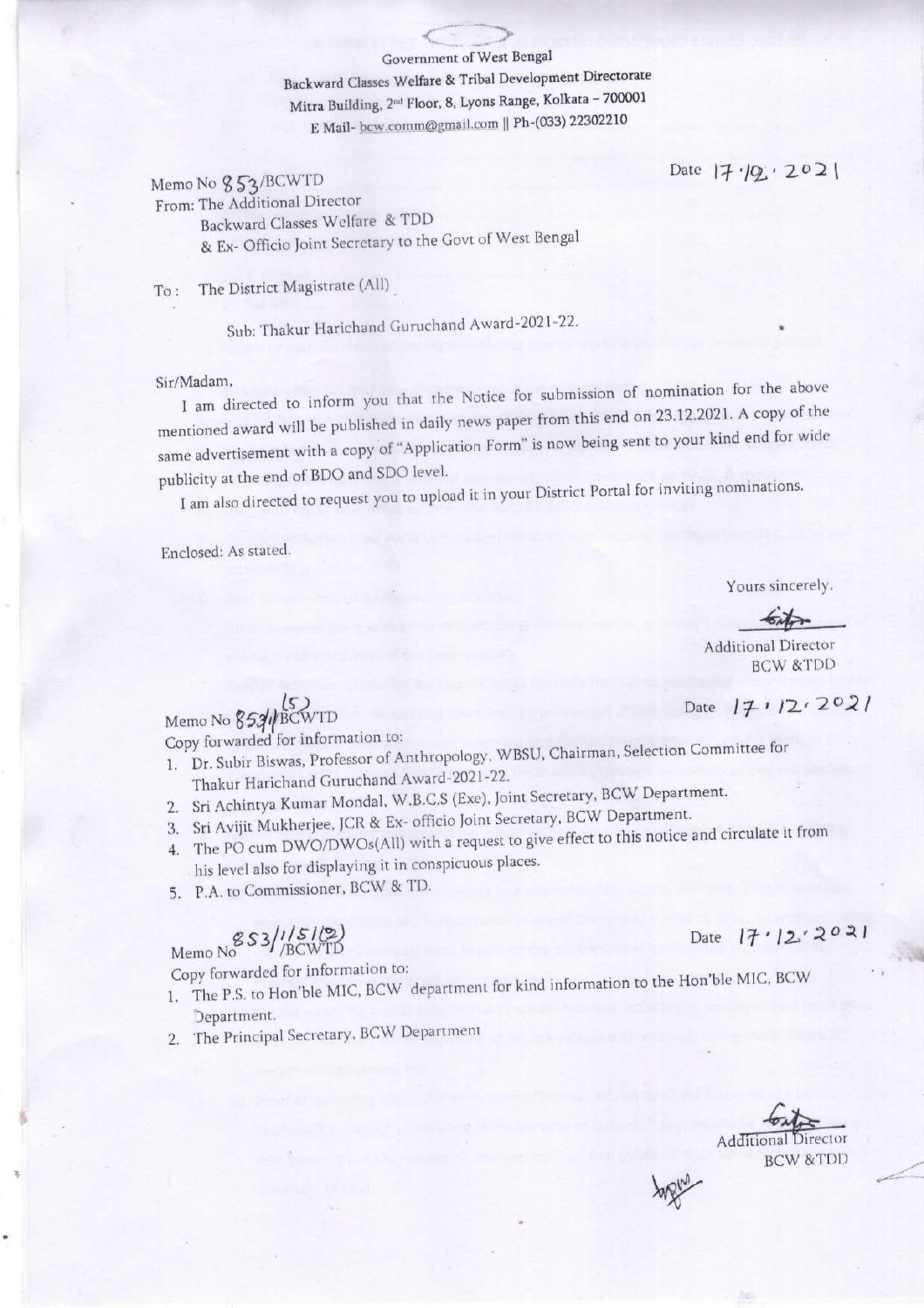Government of West Bengal

Backward Classes Welfare & Tribal Development Directorate

Mitra Building, 2nd Floor, 8, Lyons Range, Kolkata – 700001

E Mail- bcw.comm@gmail.com || Ph-(033) 22302210

Memo No 853/BCWTD

Date 17.12.2021

From: The Additional Director
Backward Classes Welfare & TDD
& Ex- Officio Joint Secretary to the Govt of West Bengal

To : The District Magistrate (All)

Sub: Thakur Harichand Guruchand Award-2021-22.

Sir/Madam,

I am directed to inform you that the Notice for submission of nomination for the above mentioned award will be published in daily news paper from this end on 23.12.2021. A copy of the same advertisement with a copy of "Application Form" is now being sent to your kind end for wide publicity at the end of BDO and SDO level.

I am also directed to request you to upload it in your District Portal for inviting nominations.

Enclosed: As stated.

Yours sincerely,

Additional Director
BCW &TDD

Memo No 853/1(5)/BCWTD

Date 17.12.2021

Copy forwarded for information to:

1. Dr. Subir Biswas, Professor of Anthropology, WBSU, Chairman, Selection Committee for Thakur Harichand Guruchand Award-2021-22.
2. Sri Achintya Kumar Mondal, W.B.C.S (Exe), Joint Secretary, BCW Department.
3. Sri Avijit Mukherjee, JCR & Ex- officio Joint Secretary, BCW Department.
4. The PO cum DWO/DWOs(All) with a request to give effect to this notice and circulate it from his level also for displaying it in conspicuous places.
5. P.A. to Commissioner, BCW & TD.

Memo No 853/1/5(2)/BCWTD

Date 17.12.2021

Copy forwarded for information to:

1. The P.S. to Hon'ble MIC, BCW department for kind information to the Hon'ble MIC, BCW Department.
2. The Principal Secretary, BCW Department

Additional Director
BCW &TDD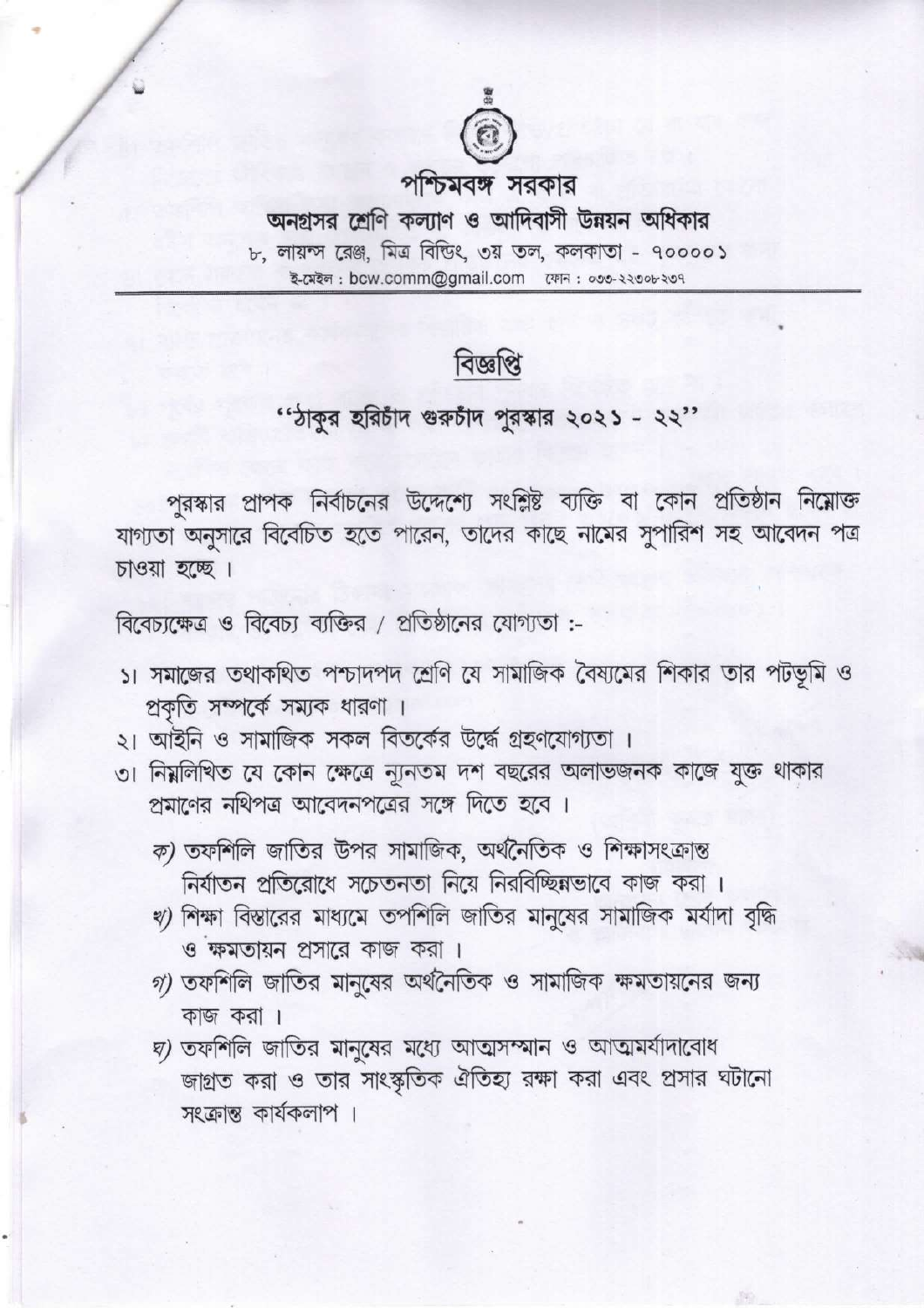# পশ্চিমবঙ্গ সরকার

## অনগ্রসর শ্রেণি কল্যাণ ও আদিবাসী উন্নয়ন অধিকার

৮, লায়ন্স রেঞ্জ, মিত্র বিল্ডিং, ৩য় তল, কলকাতা - ৭০০০০১

ই-মেইল : bcw.comm@gmail.com ফোন : ০৩৩-২২৩০৮-২৩৭

## বিজ্ঞপ্তি

### "ঠাকুর হরিচাঁদ গুরুচাঁদ পুরস্কার ২০২১ - ২২"

পুরস্কার প্রাপক নির্বাচনের উদ্দেশ্যে সংশ্লিষ্ট ব্যক্তি বা কোন প্রতিষ্ঠান নিম্নোক্ত যাগ্যতা অনুসারে বিবেচিত হতে পারেন, তাদের কাছে নামের সুপারিশ সহ আবেদন পত্র চাওয়া হচ্ছে।

বিবেচ্যক্ষেত্র ও বিবেচ্য ব্যক্তির / প্রতিষ্ঠানের যোগ্যতা :-

১। সমাজের তথাকথিত পশ্চাদপদ শ্রেণি যে সামাজিক বৈষ্যমের শিকার তার পটভূমি ও প্রকৃতি সম্পর্কে সম্যক ধারণা।

২। আইনি ও সামাজিক সকল বিতর্কের উর্দ্ধে গ্রহণযোগ্যতা।

৩। নিম্নলিখিত যে কোন ক্ষেত্রে ন্যূনতম দশ বছরের অলাভজনক কাজে যুক্ত থাকার প্রমাণের নথিপত্র আবেদনপত্রের সঙ্গে দিতে হবে।

ক) তফশিলি জাতির উপর সামাজিক, অর্থনৈতিক ও শিক্ষাসংক্রান্ত নির্যাতন প্রতিরোধে সচেতনতা নিয়ে নিরবিচ্ছিন্নভাবে কাজ করা।

খ) শিক্ষা বিস্তারের মাধ্যমে তপশিলি জাতির মানুষের সামাজিক মর্যাদা বৃদ্ধি ও ক্ষমতায়ন প্রসারে কাজ করা।

গ) তফশিলি জাতির মানুষের অর্থনৈতিক ও সামাজিক ক্ষমতায়নের জন্য কাজ করা।

ঘ) তফশিলি জাতির মানুষের মধ্যে আত্মসম্মান ও আত্মমর্যাদাবোধ জাগ্রত করা ও তার সাংস্কৃতিক ঐতিহ্য রক্ষা করা এবং প্রসার ঘটানো সংক্রান্ত কার্যকলাপ।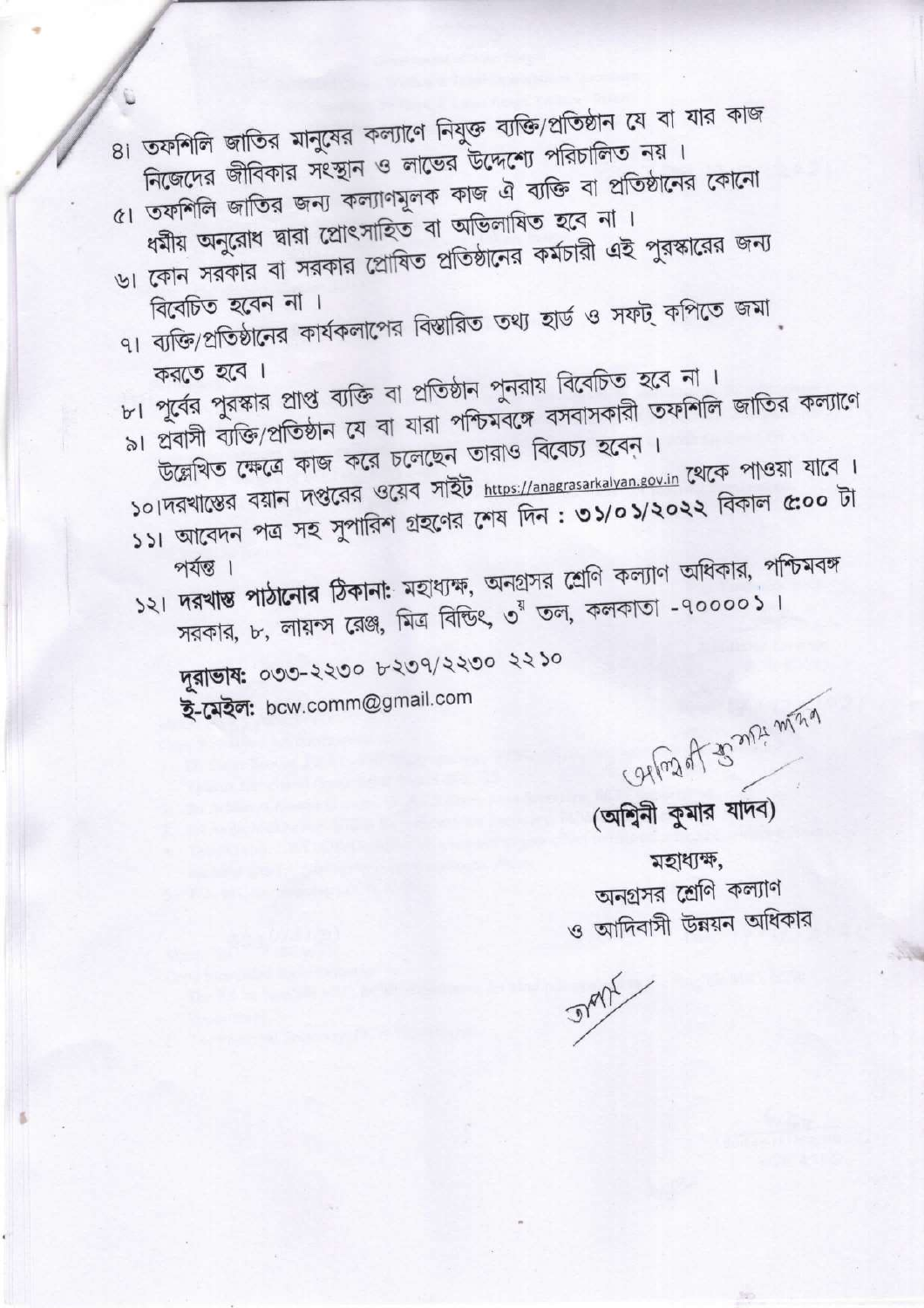৪। তফশিলি জাতির মানুষের কল্যাণে নিযুক্ত ব্যক্তি/প্রতিষ্ঠান যে বা যার কাজ নিজেদের জীবিকার সংস্থান ও লাভের উদ্দেশ্যে পরিচালিত নয়।

৫। তফশিলি জাতির জন্য কল্যাণমূলক কাজ ঐ ব্যক্তি বা প্রতিষ্ঠানের কোনো ধর্মীয় অনুরোধ দ্বারা প্রোৎসাহিত বা অভিলাষিত হবে না।

৬। কোন সরকার বা সরকার প্রোষিত প্রতিষ্ঠানের কর্মচারী এই পুরস্কারের জন্য বিবেচিত হবেন না।

৭। ব্যক্তি/প্রতিষ্ঠানের কার্যকলাপের বিস্তারিত তথ্য হার্ড ও সফট্ কপিতে জমা করতে হবে।

৮। পূর্বের পুরস্কার প্রাপ্ত ব্যক্তি বা প্রতিষ্ঠান পুনরায় বিবেচিত হবে না।

৯। প্রবাসী ব্যক্তি/প্রতিষ্ঠান যে বা যারা পশ্চিমবঙ্গে বসবাসকারী তফশিলি জাতির কল্যাণে উল্লেখিত ক্ষেত্রে কাজ করে চলেছেন তারাও বিবেচ্য হবেন।

১০। দরখাস্তের বয়ান দপ্তরের ওয়েব সাইট https://anagrasarkalyan.gov.in থেকে পাওয়া যাবে।

১১। আবেদন পত্র সহ সুপারিশ গ্রহণের শেষ দিন : ৩১/০১/২০২২ বিকাল ৫:০০ টা পর্যন্ত।

১২। **দরখাস্ত পাঠানোর ঠিকানা:** মহাধ্যক্ষ, অনগ্রসর শ্রেণি কল্যাণ অধিকার, পশ্চিমবঙ্গ সরকার, ৮, লায়ন্স রেঞ্জ, মিত্র বিল্ডিং, ৩য় তল, কলকাতা -৭০০০০১।

**দূরাভাষ:** ০৩৩-২২৩০ ৮২৩৭/২২৩০ ২২১০

**ই-মেইল:** bcw.comm@gmail.com

(অশ্বিনী কুমার যাদব)

মহাধ্যক্ষ,

অনগ্রসর শ্রেণি কল্যাণ

ও আদিবাসী উন্নয়ন অধিকার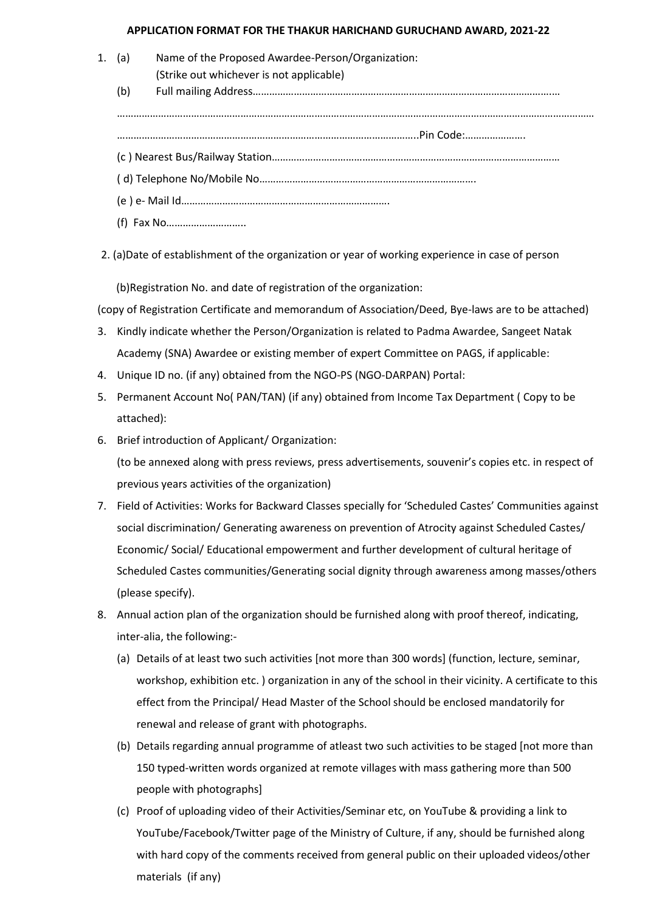**APPLICATION FORMAT FOR THE THAKUR HARICHAND GURUCHAND AWARD, 2021-22**

1. (a) Name of the Proposed Awardee-Person/Organization:
   (Strike out whichever is not applicable)

   (b) Full mailing Address……………………………………………………………………………………………….
   ……………………………………………………………………………………………………………………………………………………
   ………………………………………………………………………………………………..Pin Code:………………….

   (c ) Nearest Bus/Railway Station…………………………………………………………………………………………

   ( d) Telephone No/Mobile No…………………………………………………………………….

   (e ) e- Mail Id………………………………………………………………….

   (f) Fax No………………………..

2. (a)Date of establishment of the organization or year of working experience in case of person

   (b)Registration No. and date of registration of the organization:
   (copy of Registration Certificate and memorandum of Association/Deed, Bye-laws are to be attached)

3. Kindly indicate whether the Person/Organization is related to Padma Awardee, Sangeet Natak Academy (SNA) Awardee or existing member of expert Committee on PAGS, if applicable:
4. Unique ID no. (if any) obtained from the NGO-PS (NGO-DARPAN) Portal:
5. Permanent Account No( PAN/TAN) (if any) obtained from Income Tax Department ( Copy to be attached):
6. Brief introduction of Applicant/ Organization:
   (to be annexed along with press reviews, press advertisements, souvenir's copies etc. in respect of previous years activities of the organization)
7. Field of Activities: Works for Backward Classes specially for 'Scheduled Castes' Communities against social discrimination/ Generating awareness on prevention of Atrocity against Scheduled Castes/ Economic/ Social/ Educational empowerment and further development of cultural heritage of Scheduled Castes communities/Generating social dignity through awareness among masses/others (please specify).
8. Annual action plan of the organization should be furnished along with proof thereof, indicating, inter-alia, the following:-
   (a) Details of at least two such activities [not more than 300 words] (function, lecture, seminar, workshop, exhibition etc. ) organization in any of the school in their vicinity. A certificate to this effect from the Principal/ Head Master of the School should be enclosed mandatorily for renewal and release of grant with photographs.
   (b) Details regarding annual programme of atleast two such activities to be staged [not more than 150 typed-written words organized at remote villages with mass gathering more than 500 people with photographs]
   (c) Proof of uploading video of their Activities/Seminar etc, on YouTube & providing a link to YouTube/Facebook/Twitter page of the Ministry of Culture, if any, should be furnished along with hard copy of the comments received from general public on their uploaded videos/other materials (if any)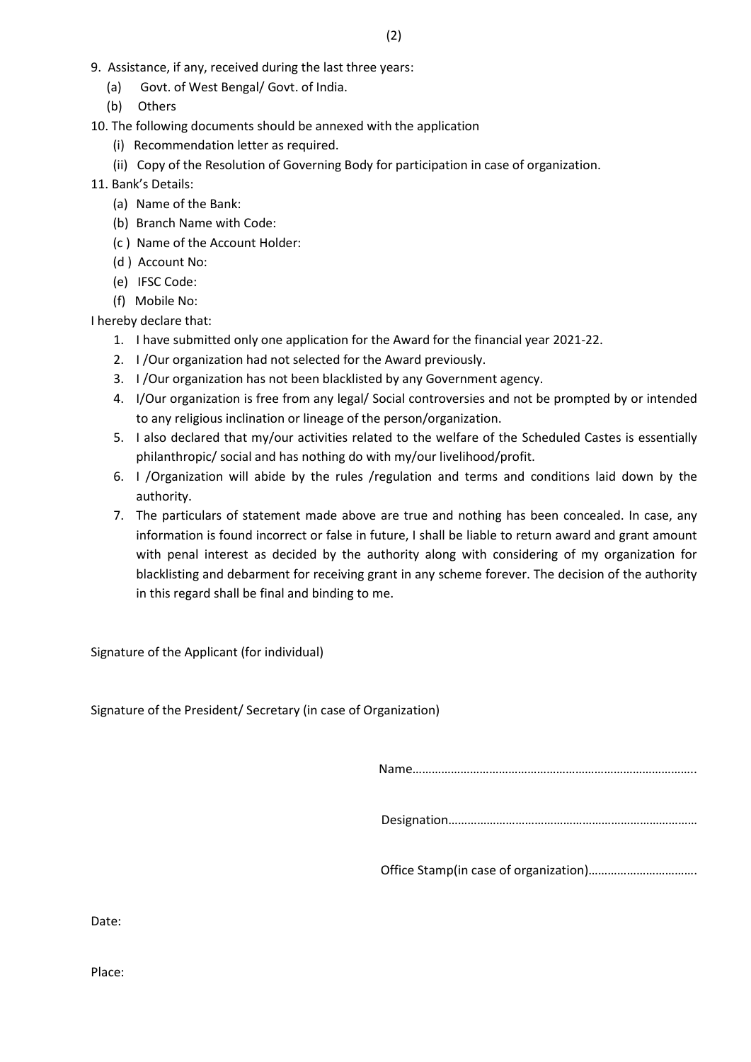9. Assistance, if any, received during the last three years:
   (a) Govt. of West Bengal/ Govt. of India.
   (b) Others
10. The following documents should be annexed with the application
    (i) Recommendation letter as required.
    (ii) Copy of the Resolution of Governing Body for participation in case of organization.
11. Bank's Details:
    (a) Name of the Bank:
    (b) Branch Name with Code:
    (c ) Name of the Account Holder:
    (d ) Account No:
    (e) IFSC Code:
    (f) Mobile No:

I hereby declare that:

1. I have submitted only one application for the Award for the financial year 2021-22.
2. I /Our organization had not selected for the Award previously.
3. I /Our organization has not been blacklisted by any Government agency.
4. I/Our organization is free from any legal/ Social controversies and not be prompted by or intended to any religious inclination or lineage of the person/organization.
5. I also declared that my/our activities related to the welfare of the Scheduled Castes is essentially philanthropic/ social and has nothing do with my/our livelihood/profit.
6. I /Organization will abide by the rules /regulation and terms and conditions laid down by the authority.
7. The particulars of statement made above are true and nothing has been concealed. In case, any information is found incorrect or false in future, I shall be liable to return award and grant amount with penal interest as decided by the authority along with considering of my organization for blacklisting and debarment for receiving grant in any scheme forever. The decision of the authority in this regard shall be final and binding to me.

Signature of the Applicant (for individual)

Signature of the President/ Secretary (in case of Organization)

Name…………………………………………………………………………….

Designation……………………………………………………………………

Office Stamp(in case of organization)…………………………….

Date:

Place: